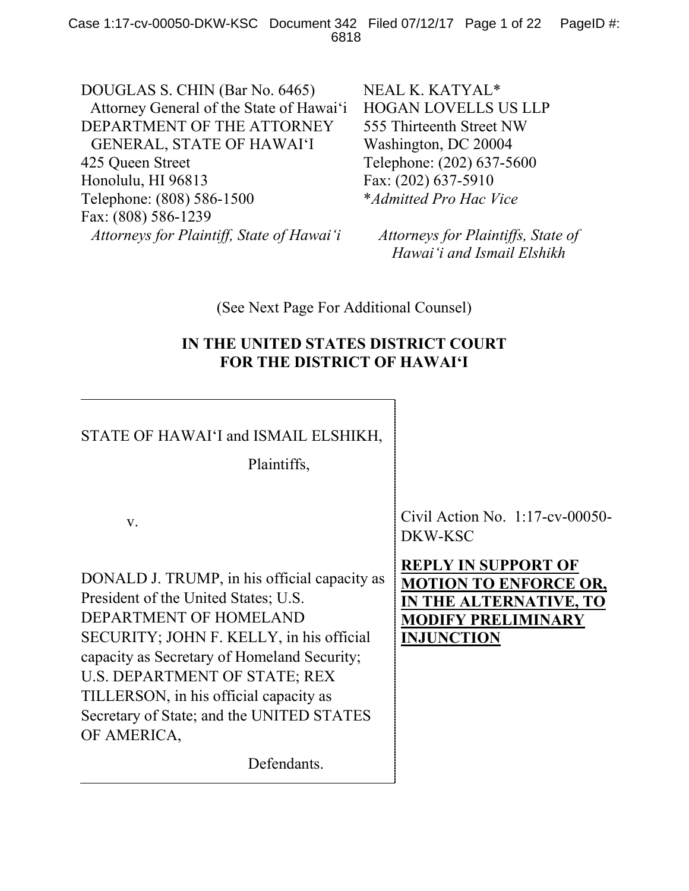DOUGLAS S. CHIN (Bar No. 6465)
Attorney General of the State of Hawai'i
DEPARTMENT OF THE ATTORNEY GENERAL, STATE OF HAWAI'I
425 Queen Street
Honolulu, HI 96813
Telephone: (808) 586-1500
Fax: (808) 586-1239
*Attorneys for Plaintiff, State of Hawai'i*

NEAL K. KATYAL*
HOGAN LOVELLS US LLP
555 Thirteenth Street NW
Washington, DC 20004
Telephone: (202) 637-5600
Fax: (202) 637-5910
**Admitted Pro Hac Vice*

*Attorneys for Plaintiffs, State of Hawai'i and Ismail Elshikh*

(See Next Page For Additional Counsel)

**IN THE UNITED STATES DISTRICT COURT FOR THE DISTRICT OF HAWAI'I**

STATE OF HAWAI'I and ISMAIL ELSHIKH,

Plaintiffs,

v.

DONALD J. TRUMP, in his official capacity as President of the United States; U.S. DEPARTMENT OF HOMELAND SECURITY; JOHN F. KELLY, in his official capacity as Secretary of Homeland Security; U.S. DEPARTMENT OF STATE; REX TILLERSON, in his official capacity as Secretary of State; and the UNITED STATES OF AMERICA,

Defendants.

Civil Action No. 1:17-cv-00050-DKW-KSC

**REPLY IN SUPPORT OF MOTION TO ENFORCE OR, IN THE ALTERNATIVE, TO MODIFY PRELIMINARY INJUNCTION**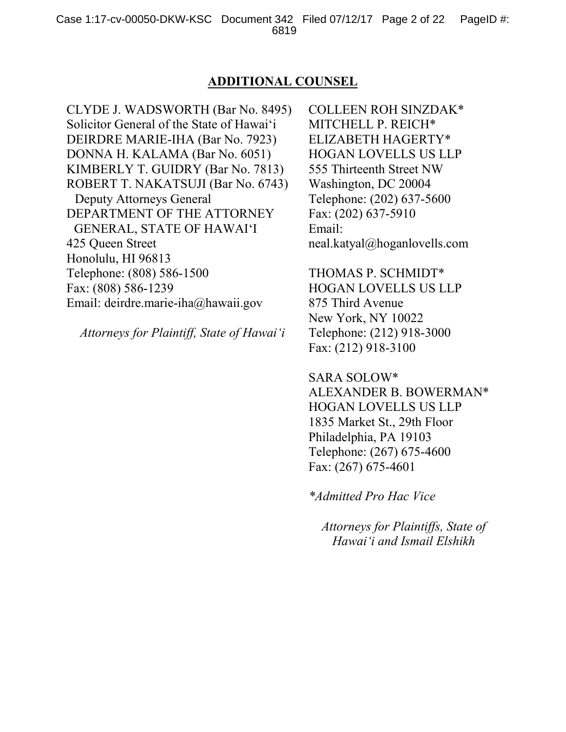## ADDITIONAL COUNSEL

CLYDE J. WADSWORTH (Bar No. 8495)
Solicitor General of the State of Hawai'i
DEIRDRE MARIE-IHA (Bar No. 7923)
DONNA H. KALAMA (Bar No. 6051)
KIMBERLY T. GUIDRY (Bar No. 7813)
ROBERT T. NAKATSUJI (Bar No. 6743)
Deputy Attorneys General
DEPARTMENT OF THE ATTORNEY GENERAL, STATE OF HAWAI'I
425 Queen Street
Honolulu, HI 96813
Telephone: (808) 586-1500
Fax: (808) 586-1239
Email: deirdre.marie-iha@hawaii.gov

*Attorneys for Plaintiff, State of Hawai'i*

COLLEEN ROH SINZDAK*
MITCHELL P. REICH*
ELIZABETH HAGERTY*
HOGAN LOVELLS US LLP
555 Thirteenth Street NW
Washington, DC 20004
Telephone: (202) 637-5600
Fax: (202) 637-5910
Email:
neal.katyal@hoganlovells.com

THOMAS P. SCHMIDT*
HOGAN LOVELLS US LLP
875 Third Avenue
New York, NY 10022
Telephone: (212) 918-3000
Fax: (212) 918-3100

SARA SOLOW*
ALEXANDER B. BOWERMAN*
HOGAN LOVELLS US LLP
1835 Market St., 29th Floor
Philadelphia, PA 19103
Telephone: (267) 675-4600
Fax: (267) 675-4601

*\*Admitted Pro Hac Vice*

*Attorneys for Plaintiffs, State of Hawai'i and Ismail Elshikh*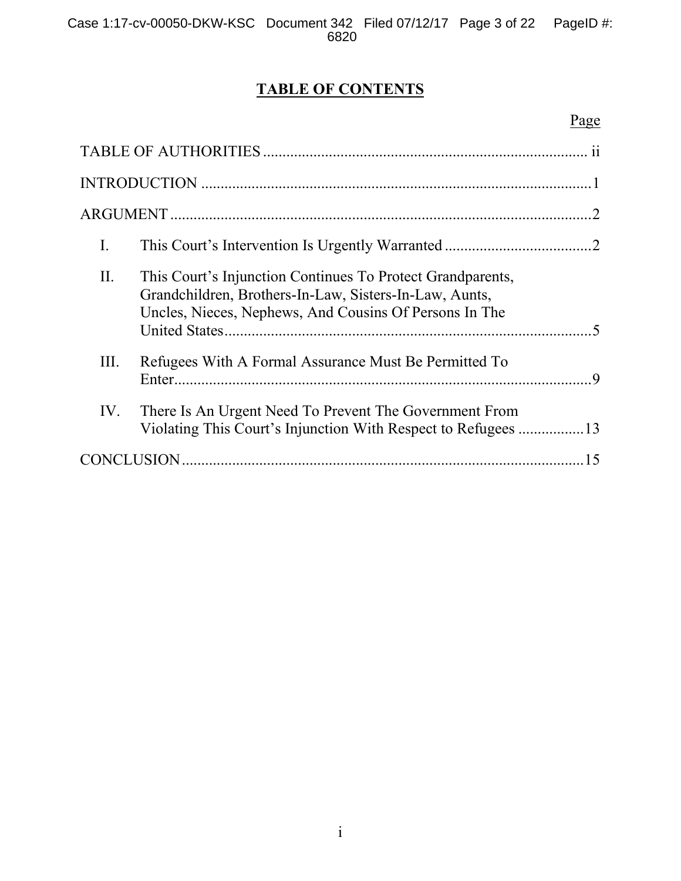# TABLE OF CONTENTS

| | Page |
|---|---|
| TABLE OF AUTHORITIES | ii |
| INTRODUCTION | 1 |
| ARGUMENT | 2 |
| I. This Court's Intervention Is Urgently Warranted | 2 |
| II. This Court's Injunction Continues To Protect Grandparents, Grandchildren, Brothers-In-Law, Sisters-In-Law, Aunts, Uncles, Nieces, Nephews, And Cousins Of Persons In The United States | 5 |
| III. Refugees With A Formal Assurance Must Be Permitted To Enter | 9 |
| IV. There Is An Urgent Need To Prevent The Government From Violating This Court's Injunction With Respect to Refugees | 13 |
| CONCLUSION | 15 |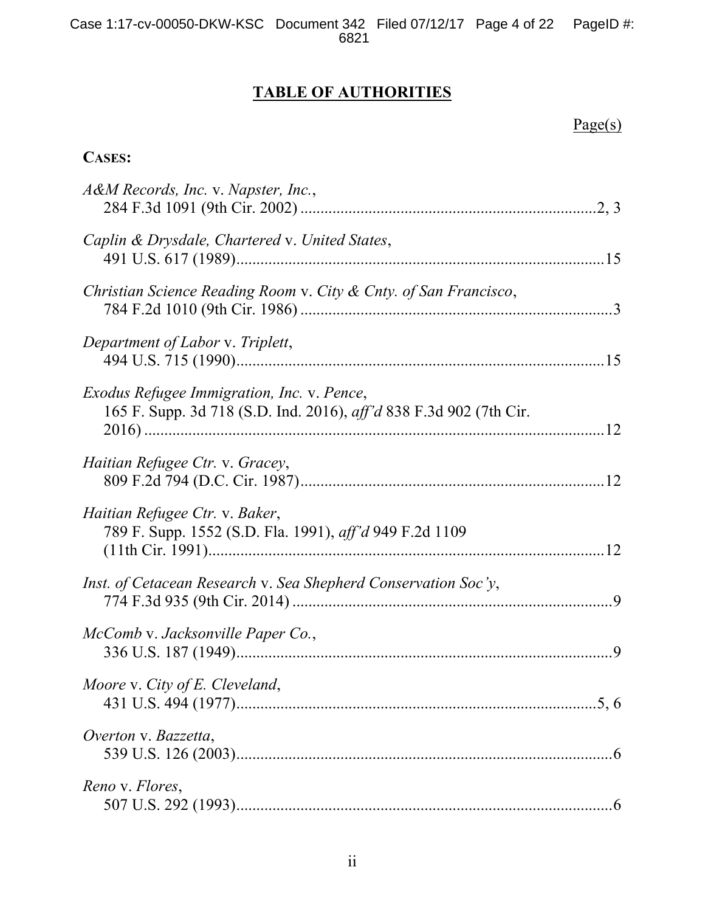# TABLE OF AUTHORITIES

Page(s)

**CASES:**

*A&M Records, Inc.* v. *Napster, Inc.*,
284 F.3d 1091 (9th Cir. 2002) ..........................................................................2, 3

*Caplin & Drysdale, Chartered* v. *United States*,
491 U.S. 617 (1989)...........................................................................................15

*Christian Science Reading Room* v. *City & Cnty. of San Francisco*,
784 F.2d 1010 (9th Cir. 1986) .............................................................................3

*Department of Labor* v. *Triplett*,
494 U.S. 715 (1990)...........................................................................................15

*Exodus Refugee Immigration, Inc.* v. *Pence*,
165 F. Supp. 3d 718 (S.D. Ind. 2016), *aff'd* 838 F.3d 902 (7th Cir. 2016) ...................................................................................................12

*Haitian Refugee Ctr.* v. *Gracey*,
809 F.2d 794 (D.C. Cir. 1987)............................................................................12

*Haitian Refugee Ctr.* v. *Baker*,
789 F. Supp. 1552 (S.D. Fla. 1991), *aff'd* 949 F.2d 1109 (11th Cir. 1991)...................................................................................................12

*Inst. of Cetacean Research* v. *Sea Shepherd Conservation Soc'y*,
774 F.3d 935 (9th Cir. 2014) ...............................................................................9

*McComb* v. *Jacksonville Paper Co.*,
336 U.S. 187 (1949).............................................................................................9

*Moore* v. *City of E. Cleveland*,
431 U.S. 494 (1977)...........................................................................................5, 6

*Overton* v. *Bazzetta*,
539 U.S. 126 (2003).............................................................................................6

*Reno* v. *Flores*,
507 U.S. 292 (1993).............................................................................................6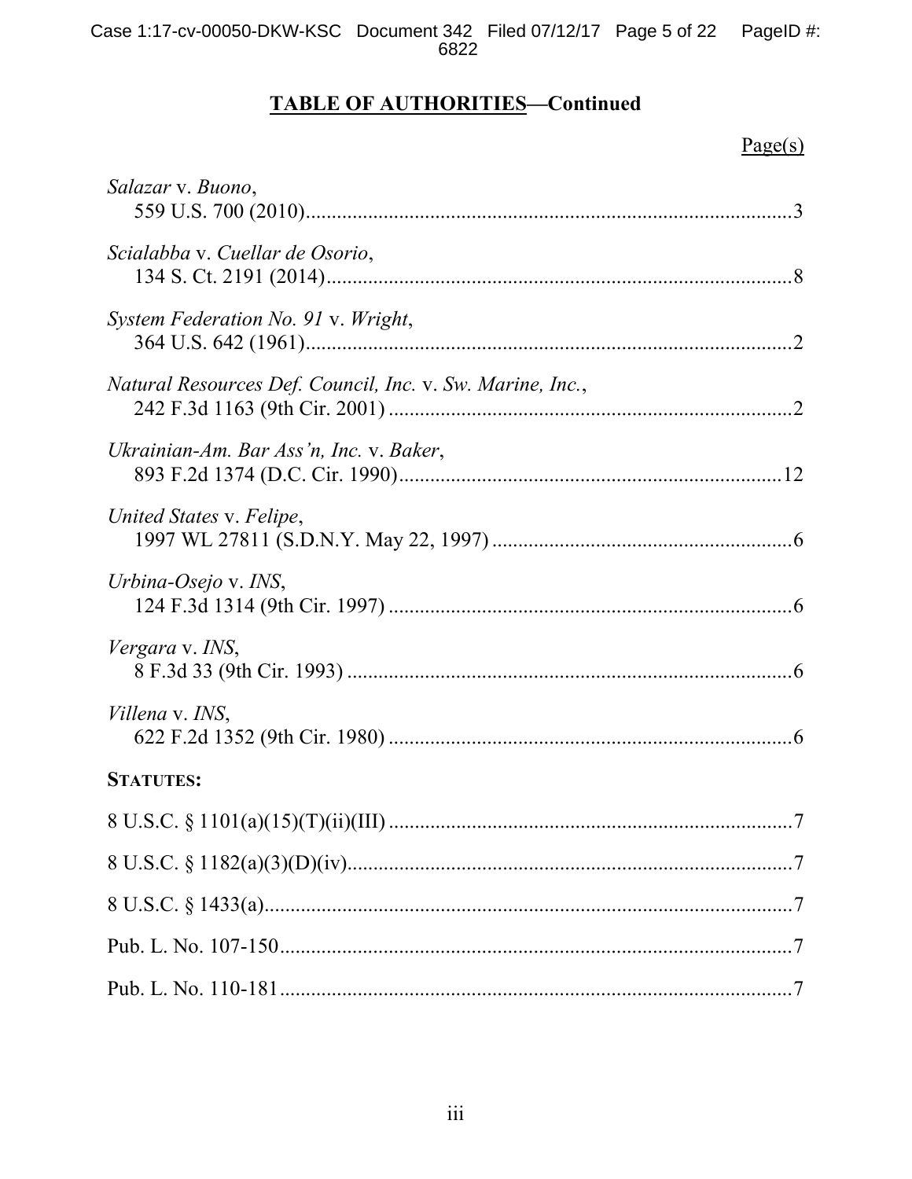## TABLE OF AUTHORITIES—Continued

Page(s)

*Salazar* v. *Buono*,
559 U.S. 700 (2010)..........................................................................................3

*Scialabba* v. *Cuellar de Osorio*,
134 S. Ct. 2191 (2014).......................................................................................8

*System Federation No. 91* v. *Wright*,
364 U.S. 642 (1961)..........................................................................................2

*Natural Resources Def. Council, Inc.* v. *Sw. Marine, Inc.*,
242 F.3d 1163 (9th Cir. 2001)..........................................................................2

*Ukrainian-Am. Bar Ass'n, Inc.* v. *Baker*,
893 F.2d 1374 (D.C. Cir. 1990)......................................................................12

*United States* v. *Felipe*,
1997 WL 27811 (S.D.N.Y. May 22, 1997).......................................................6

*Urbina-Osejo* v. *INS*,
124 F.3d 1314 (9th Cir. 1997)..........................................................................6

*Vergara* v. *INS*,
8 F.3d 33 (9th Cir. 1993)..................................................................................6

*Villena* v. *INS*,
622 F.2d 1352 (9th Cir. 1980)..........................................................................6

**STATUTES:**

8 U.S.C. § 1101(a)(15)(T)(ii)(III)..........................................................................7

8 U.S.C. § 1182(a)(3)(D)(iv)..................................................................................7

8 U.S.C. § 1433(a)...................................................................................................7

Pub. L. No. 107-150................................................................................................7

Pub. L. No. 110-181................................................................................................7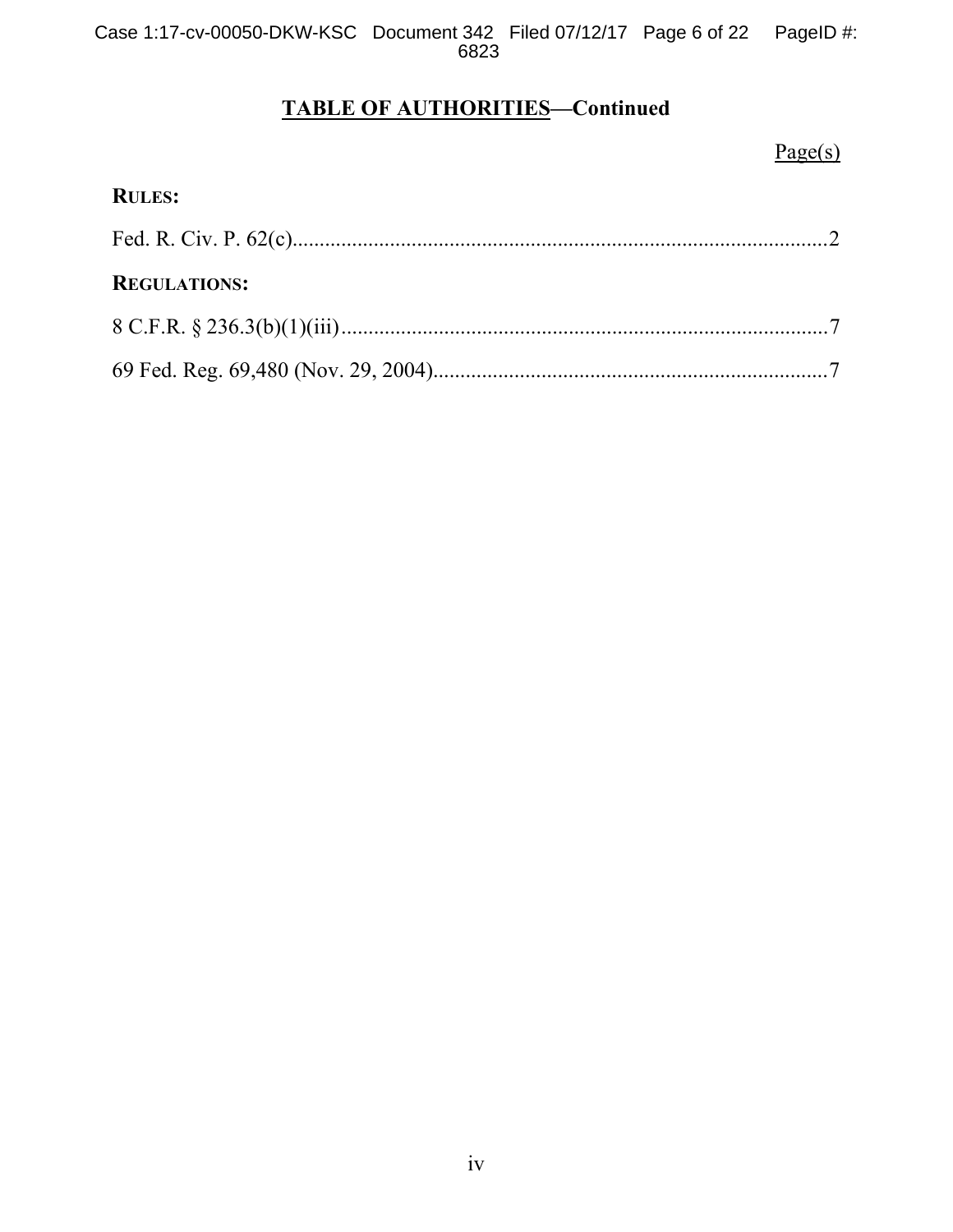## TABLE OF AUTHORITIES—Continued

Page(s)

**RULES:**

Fed. R. Civ. P. 62(c)....................................................................................................2

**REGULATIONS:**

8 C.F.R. § 236.3(b)(1)(iii)............................................................................................7

69 Fed. Reg. 69,480 (Nov. 29, 2004)..........................................................................7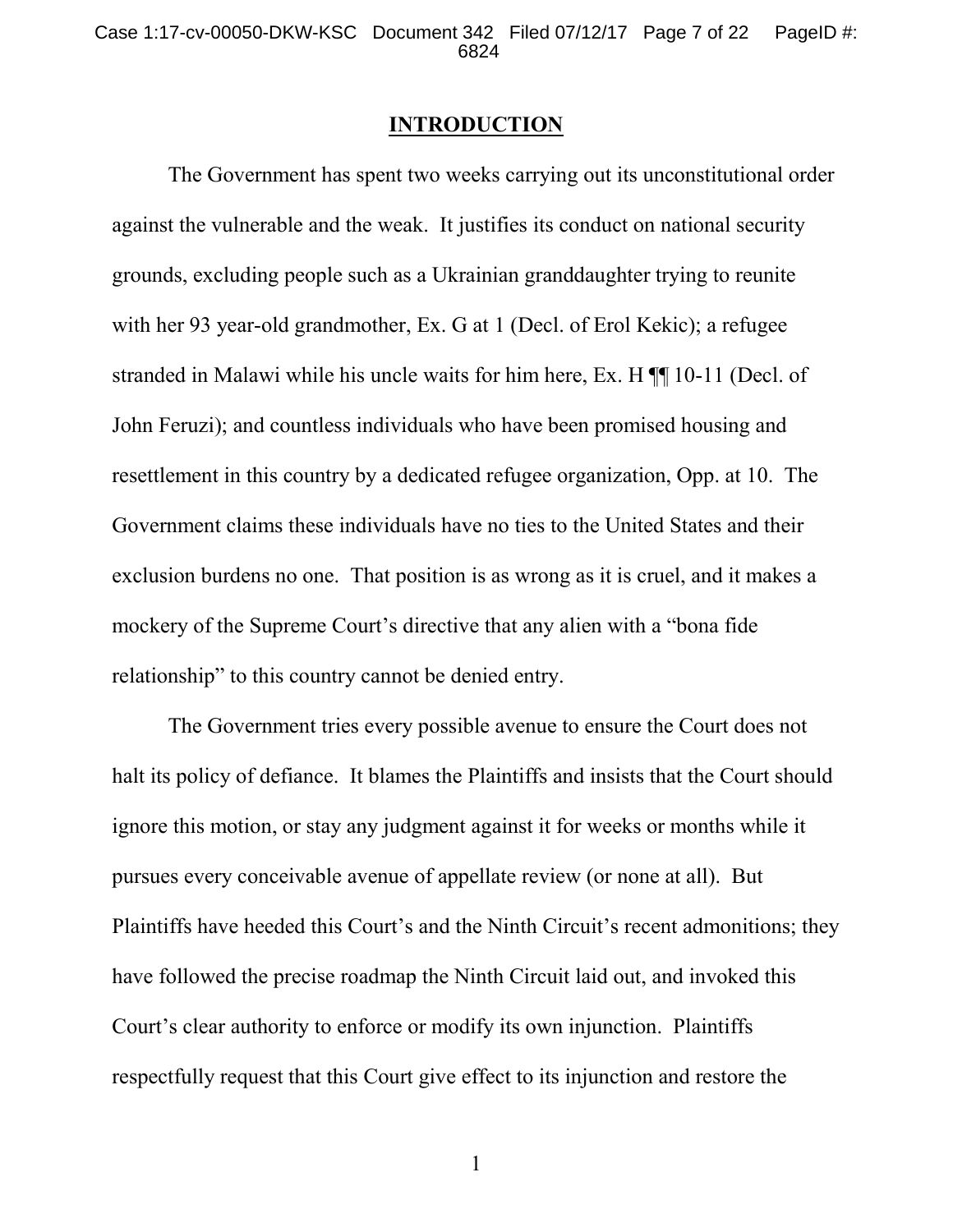## INTRODUCTION

The Government has spent two weeks carrying out its unconstitutional order against the vulnerable and the weak. It justifies its conduct on national security grounds, excluding people such as a Ukrainian granddaughter trying to reunite with her 93 year-old grandmother, Ex. G at 1 (Decl. of Erol Kekic); a refugee stranded in Malawi while his uncle waits for him here, Ex. H ¶¶ 10-11 (Decl. of John Feruzi); and countless individuals who have been promised housing and resettlement in this country by a dedicated refugee organization, Opp. at 10. The Government claims these individuals have no ties to the United States and their exclusion burdens no one. That position is as wrong as it is cruel, and it makes a mockery of the Supreme Court's directive that any alien with a "bona fide relationship" to this country cannot be denied entry.

The Government tries every possible avenue to ensure the Court does not halt its policy of defiance. It blames the Plaintiffs and insists that the Court should ignore this motion, or stay any judgment against it for weeks or months while it pursues every conceivable avenue of appellate review (or none at all). But Plaintiffs have heeded this Court's and the Ninth Circuit's recent admonitions; they have followed the precise roadmap the Ninth Circuit laid out, and invoked this Court's clear authority to enforce or modify its own injunction. Plaintiffs respectfully request that this Court give effect to its injunction and restore the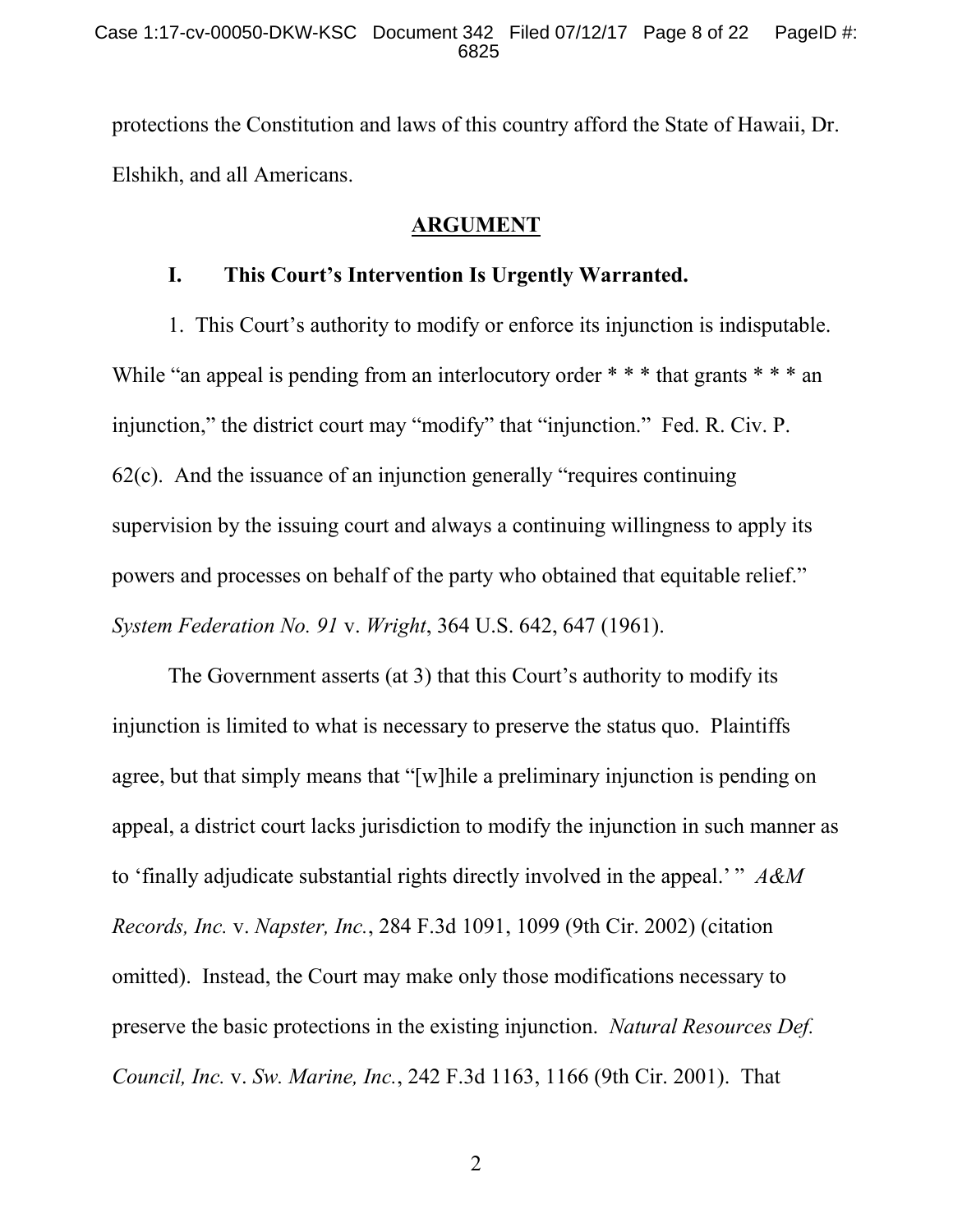protections the Constitution and laws of this country afford the State of Hawaii, Dr. Elshikh, and all Americans.

## ARGUMENT

### I. This Court's Intervention Is Urgently Warranted.

1. This Court's authority to modify or enforce its injunction is indisputable. While "an appeal is pending from an interlocutory order * * * that grants * * * an injunction," the district court may "modify" that "injunction." Fed. R. Civ. P. 62(c). And the issuance of an injunction generally "requires continuing supervision by the issuing court and always a continuing willingness to apply its powers and processes on behalf of the party who obtained that equitable relief." *System Federation No. 91* v. *Wright*, 364 U.S. 642, 647 (1961).

The Government asserts (at 3) that this Court's authority to modify its injunction is limited to what is necessary to preserve the status quo. Plaintiffs agree, but that simply means that "[w]hile a preliminary injunction is pending on appeal, a district court lacks jurisdiction to modify the injunction in such manner as to 'finally adjudicate substantial rights directly involved in the appeal.' " *A&M Records, Inc.* v. *Napster, Inc.*, 284 F.3d 1091, 1099 (9th Cir. 2002) (citation omitted). Instead, the Court may make only those modifications necessary to preserve the basic protections in the existing injunction. *Natural Resources Def. Council, Inc.* v. *Sw. Marine, Inc.*, 242 F.3d 1163, 1166 (9th Cir. 2001). That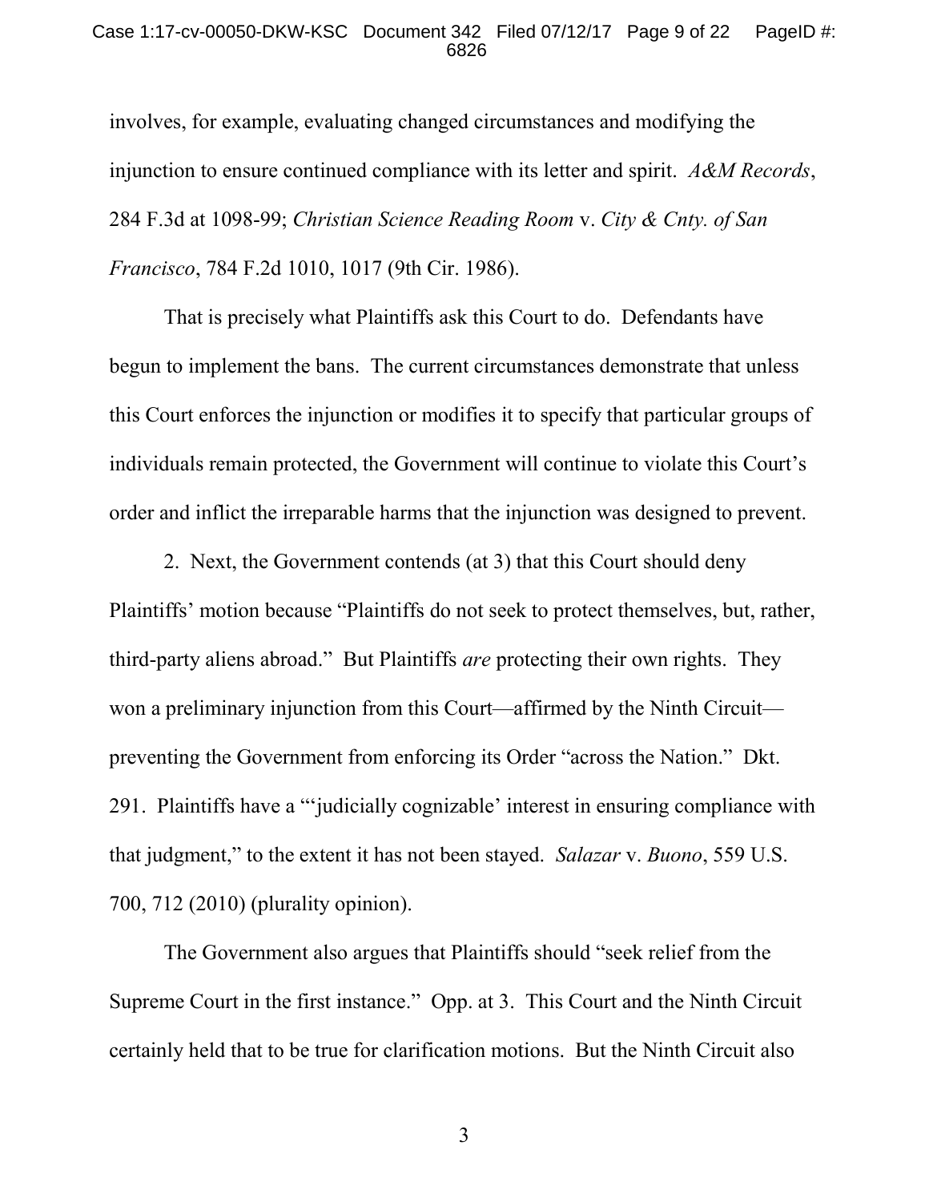involves, for example, evaluating changed circumstances and modifying the injunction to ensure continued compliance with its letter and spirit. *A&M Records*, 284 F.3d at 1098-99; *Christian Science Reading Room* v. *City & Cnty. of San Francisco*, 784 F.2d 1010, 1017 (9th Cir. 1986).

That is precisely what Plaintiffs ask this Court to do. Defendants have begun to implement the bans. The current circumstances demonstrate that unless this Court enforces the injunction or modifies it to specify that particular groups of individuals remain protected, the Government will continue to violate this Court's order and inflict the irreparable harms that the injunction was designed to prevent.

2. Next, the Government contends (at 3) that this Court should deny Plaintiffs' motion because "Plaintiffs do not seek to protect themselves, but, rather, third-party aliens abroad." But Plaintiffs *are* protecting their own rights. They won a preliminary injunction from this Court—affirmed by the Ninth Circuit—preventing the Government from enforcing its Order "across the Nation." Dkt. 291. Plaintiffs have a "'judicially cognizable' interest in ensuring compliance with that judgment," to the extent it has not been stayed. *Salazar* v. *Buono*, 559 U.S. 700, 712 (2010) (plurality opinion).

The Government also argues that Plaintiffs should "seek relief from the Supreme Court in the first instance." Opp. at 3. This Court and the Ninth Circuit certainly held that to be true for clarification motions. But the Ninth Circuit also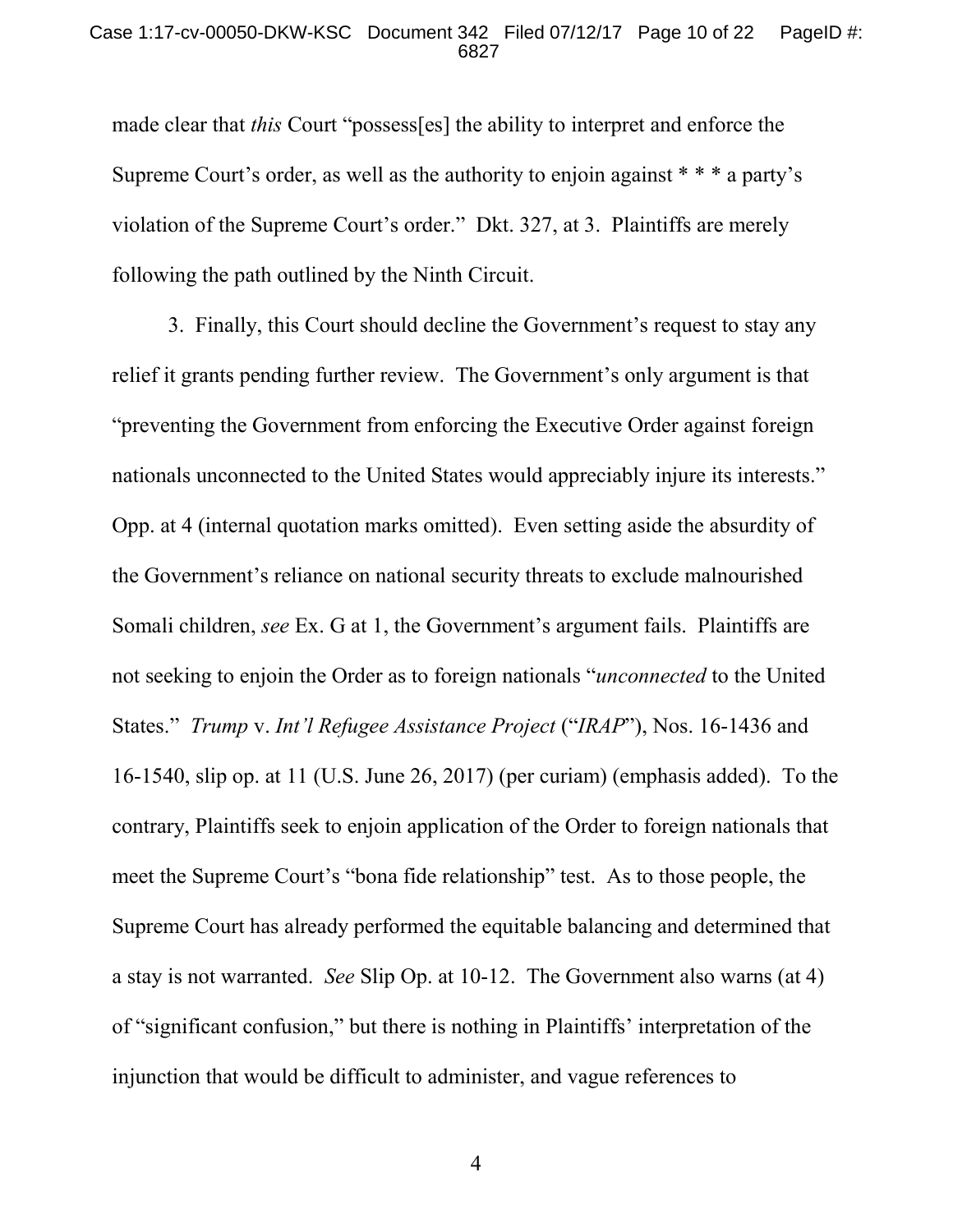made clear that *this* Court "possess[es] the ability to interpret and enforce the Supreme Court's order, as well as the authority to enjoin against * * * a party's violation of the Supreme Court's order." Dkt. 327, at 3. Plaintiffs are merely following the path outlined by the Ninth Circuit.

3. Finally, this Court should decline the Government's request to stay any relief it grants pending further review. The Government's only argument is that "preventing the Government from enforcing the Executive Order against foreign nationals unconnected to the United States would appreciably injure its interests." Opp. at 4 (internal quotation marks omitted). Even setting aside the absurdity of the Government's reliance on national security threats to exclude malnourished Somali children, *see* Ex. G at 1, the Government's argument fails. Plaintiffs are not seeking to enjoin the Order as to foreign nationals "*unconnected* to the United States." *Trump* v. *Int'l Refugee Assistance Project* ("*IRAP*"), Nos. 16-1436 and 16-1540, slip op. at 11 (U.S. June 26, 2017) (per curiam) (emphasis added). To the contrary, Plaintiffs seek to enjoin application of the Order to foreign nationals that meet the Supreme Court's "bona fide relationship" test. As to those people, the Supreme Court has already performed the equitable balancing and determined that a stay is not warranted. *See* Slip Op. at 10-12. The Government also warns (at 4) of "significant confusion," but there is nothing in Plaintiffs' interpretation of the injunction that would be difficult to administer, and vague references to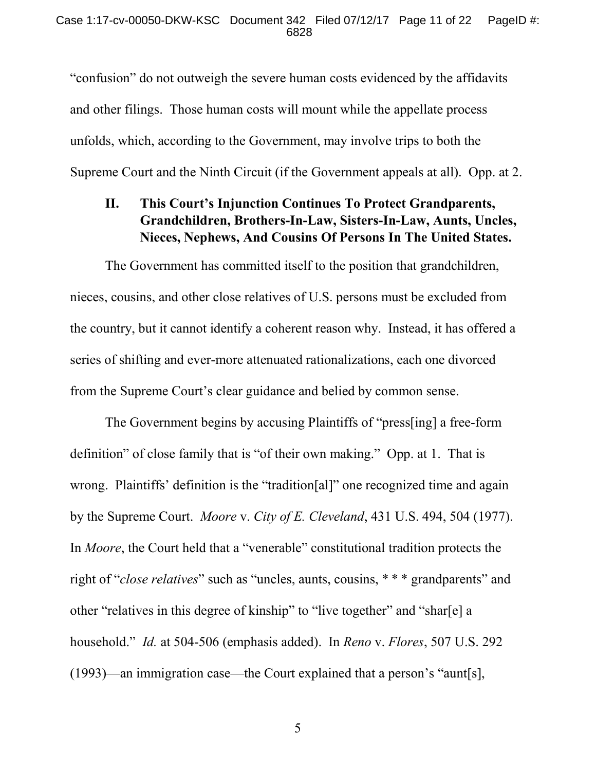"confusion" do not outweigh the severe human costs evidenced by the affidavits and other filings. Those human costs will mount while the appellate process unfolds, which, according to the Government, may involve trips to both the Supreme Court and the Ninth Circuit (if the Government appeals at all). Opp. at 2.

## II. This Court's Injunction Continues To Protect Grandparents, Grandchildren, Brothers-In-Law, Sisters-In-Law, Aunts, Uncles, Nieces, Nephews, And Cousins Of Persons In The United States.

The Government has committed itself to the position that grandchildren, nieces, cousins, and other close relatives of U.S. persons must be excluded from the country, but it cannot identify a coherent reason why. Instead, it has offered a series of shifting and ever-more attenuated rationalizations, each one divorced from the Supreme Court's clear guidance and belied by common sense.

The Government begins by accusing Plaintiffs of "press[ing] a free-form definition" of close family that is "of their own making." Opp. at 1. That is wrong. Plaintiffs' definition is the "tradition[al]" one recognized time and again by the Supreme Court. *Moore* v. *City of E. Cleveland*, 431 U.S. 494, 504 (1977). In *Moore*, the Court held that a "venerable" constitutional tradition protects the right of "*close relatives*" such as "uncles, aunts, cousins, * * * grandparents" and other "relatives in this degree of kinship" to "live together" and "shar[e] a household." *Id.* at 504-506 (emphasis added). In *Reno* v. *Flores*, 507 U.S. 292 (1993)—an immigration case—the Court explained that a person's "aunt[s],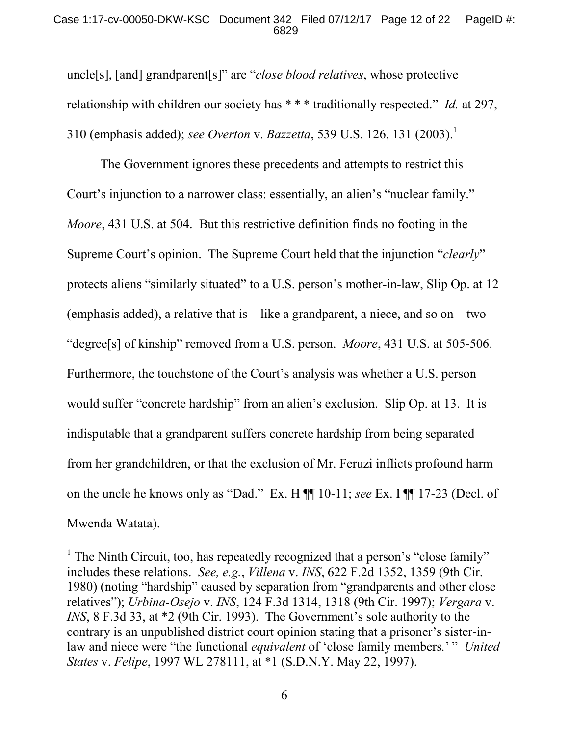uncle[s], [and] grandparent[s]" are "*close blood relatives*, whose protective relationship with children our society has * * * traditionally respected." *Id.* at 297, 310 (emphasis added); *see Overton* v. *Bazzetta*, 539 U.S. 126, 131 (2003).[1]

The Government ignores these precedents and attempts to restrict this Court's injunction to a narrower class: essentially, an alien's "nuclear family." *Moore*, 431 U.S. at 504. But this restrictive definition finds no footing in the Supreme Court's opinion. The Supreme Court held that the injunction "*clearly*" protects aliens "similarly situated" to a U.S. person's mother-in-law, Slip Op. at 12 (emphasis added), a relative that is—like a grandparent, a niece, and so on—two "degree[s] of kinship" removed from a U.S. person. *Moore*, 431 U.S. at 505-506. Furthermore, the touchstone of the Court's analysis was whether a U.S. person would suffer "concrete hardship" from an alien's exclusion. Slip Op. at 13. It is indisputable that a grandparent suffers concrete hardship from being separated from her grandchildren, or that the exclusion of Mr. Feruzi inflicts profound harm on the uncle he knows only as "Dad." Ex. H ¶¶ 10-11; *see* Ex. I ¶¶ 17-23 (Decl. of Mwenda Watata).

---

[1] The Ninth Circuit, too, has repeatedly recognized that a person's "close family" includes these relations. *See, e.g.*, *Villena* v. *INS*, 622 F.2d 1352, 1359 (9th Cir. 1980) (noting "hardship" caused by separation from "grandparents and other close relatives"); *Urbina-Osejo* v. *INS*, 124 F.3d 1314, 1318 (9th Cir. 1997); *Vergara* v. *INS*, 8 F.3d 33, at *2 (9th Cir. 1993). The Government's sole authority to the contrary is an unpublished district court opinion stating that a prisoner's sister-in-law and niece were "the functional *equivalent* of 'close family members.' " *United States* v. *Felipe*, 1997 WL 278111, at *1 (S.D.N.Y. May 22, 1997).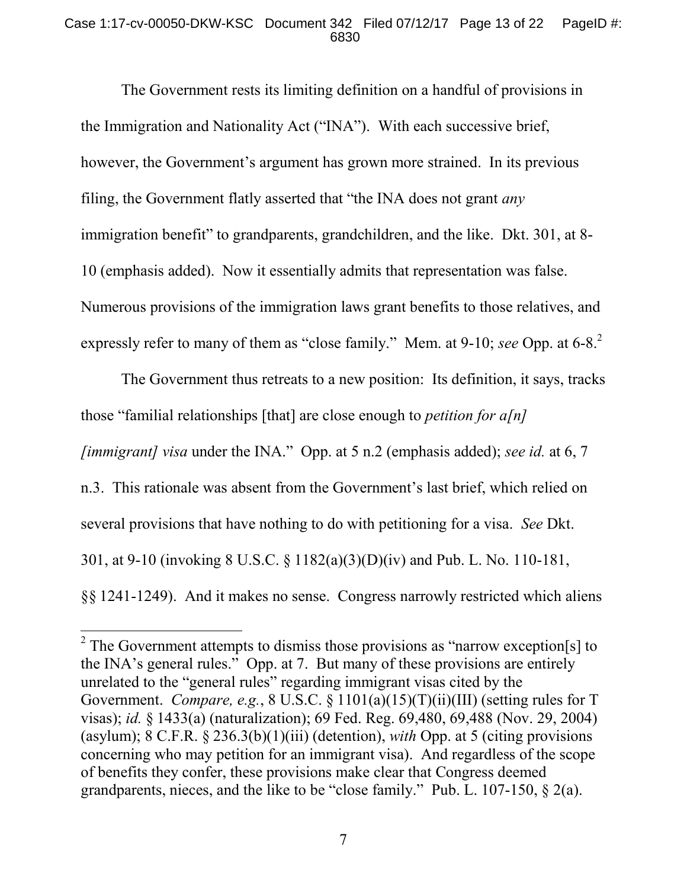The Government rests its limiting definition on a handful of provisions in the Immigration and Nationality Act ("INA"). With each successive brief, however, the Government's argument has grown more strained. In its previous filing, the Government flatly asserted that "the INA does not grant *any* immigration benefit" to grandparents, grandchildren, and the like. Dkt. 301, at 8-10 (emphasis added). Now it essentially admits that representation was false. Numerous provisions of the immigration laws grant benefits to those relatives, and expressly refer to many of them as "close family." Mem. at 9-10; *see* Opp. at 6-8.[2]

The Government thus retreats to a new position: Its definition, it says, tracks those "familial relationships [that] are close enough to *petition for a[n] [immigrant] visa* under the INA." Opp. at 5 n.2 (emphasis added); *see id.* at 6, 7 n.3. This rationale was absent from the Government's last brief, which relied on several provisions that have nothing to do with petitioning for a visa. *See* Dkt. 301, at 9-10 (invoking 8 U.S.C. § 1182(a)(3)(D)(iv) and Pub. L. No. 110-181, §§ 1241-1249). And it makes no sense. Congress narrowly restricted which aliens

[2] The Government attempts to dismiss those provisions as "narrow exception[s] to the INA's general rules." Opp. at 7. But many of these provisions are entirely unrelated to the "general rules" regarding immigrant visas cited by the Government. *Compare, e.g.*, 8 U.S.C. § 1101(a)(15)(T)(ii)(III) (setting rules for T visas); *id.* § 1433(a) (naturalization); 69 Fed. Reg. 69,480, 69,488 (Nov. 29, 2004) (asylum); 8 C.F.R. § 236.3(b)(1)(iii) (detention), *with* Opp. at 5 (citing provisions concerning who may petition for an immigrant visa). And regardless of the scope of benefits they confer, these provisions make clear that Congress deemed grandparents, nieces, and the like to be "close family." Pub. L. 107-150, § 2(a).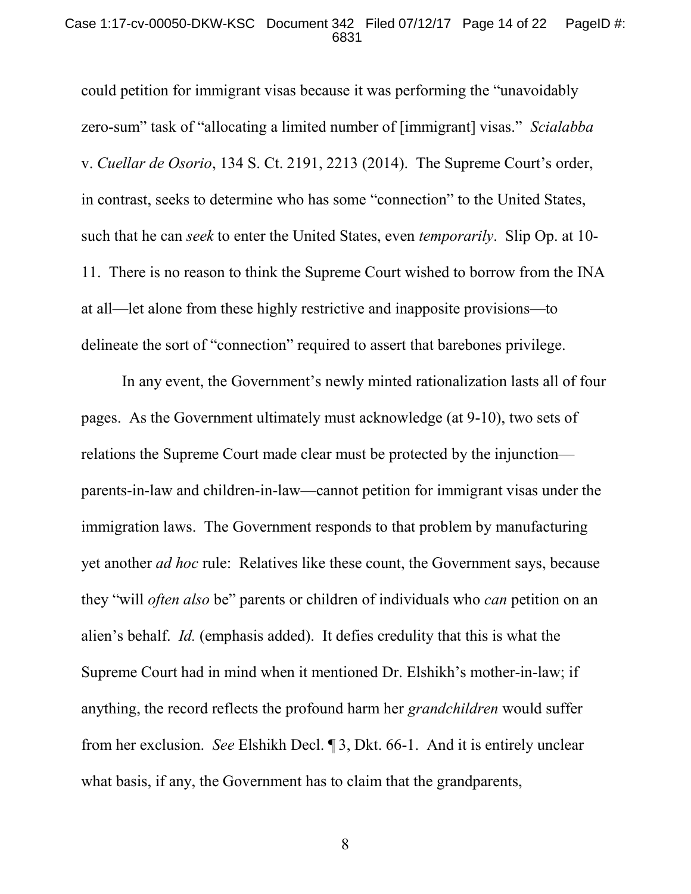could petition for immigrant visas because it was performing the "unavoidably zero-sum" task of "allocating a limited number of [immigrant] visas." *Scialabba* v. *Cuellar de Osorio*, 134 S. Ct. 2191, 2213 (2014). The Supreme Court's order, in contrast, seeks to determine who has some "connection" to the United States, such that he can *seek* to enter the United States, even *temporarily*. Slip Op. at 10-11. There is no reason to think the Supreme Court wished to borrow from the INA at all—let alone from these highly restrictive and inapposite provisions—to delineate the sort of "connection" required to assert that barebones privilege.

In any event, the Government's newly minted rationalization lasts all of four pages. As the Government ultimately must acknowledge (at 9-10), two sets of relations the Supreme Court made clear must be protected by the injunction—parents-in-law and children-in-law—cannot petition for immigrant visas under the immigration laws. The Government responds to that problem by manufacturing yet another *ad hoc* rule: Relatives like these count, the Government says, because they "will *often also* be" parents or children of individuals who *can* petition on an alien's behalf. *Id.* (emphasis added). It defies credulity that this is what the Supreme Court had in mind when it mentioned Dr. Elshikh's mother-in-law; if anything, the record reflects the profound harm her *grandchildren* would suffer from her exclusion. *See* Elshikh Decl. ¶ 3, Dkt. 66-1. And it is entirely unclear what basis, if any, the Government has to claim that the grandparents,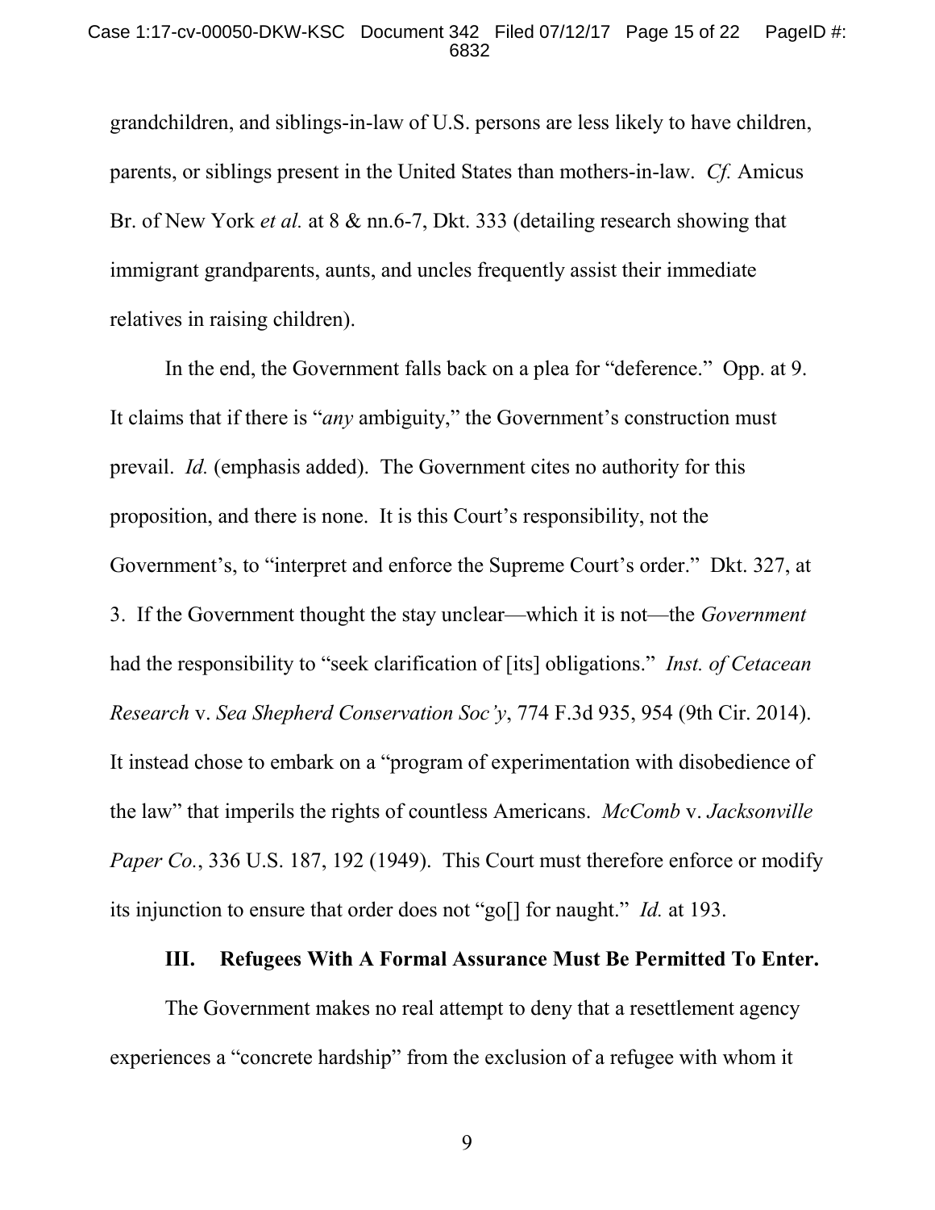grandchildren, and siblings-in-law of U.S. persons are less likely to have children, parents, or siblings present in the United States than mothers-in-law. *Cf.* Amicus Br. of New York *et al.* at 8 & nn.6-7, Dkt. 333 (detailing research showing that immigrant grandparents, aunts, and uncles frequently assist their immediate relatives in raising children).

In the end, the Government falls back on a plea for "deference." Opp. at 9. It claims that if there is "*any* ambiguity," the Government's construction must prevail. *Id.* (emphasis added). The Government cites no authority for this proposition, and there is none. It is this Court's responsibility, not the Government's, to "interpret and enforce the Supreme Court's order." Dkt. 327, at 3. If the Government thought the stay unclear—which it is not—the *Government* had the responsibility to "seek clarification of [its] obligations." *Inst. of Cetacean Research* v. *Sea Shepherd Conservation Soc'y*, 774 F.3d 935, 954 (9th Cir. 2014). It instead chose to embark on a "program of experimentation with disobedience of the law" that imperils the rights of countless Americans. *McComb* v. *Jacksonville Paper Co.*, 336 U.S. 187, 192 (1949). This Court must therefore enforce or modify its injunction to ensure that order does not "go[] for naught." *Id.* at 193.

### III. Refugees With A Formal Assurance Must Be Permitted To Enter.

The Government makes no real attempt to deny that a resettlement agency experiences a "concrete hardship" from the exclusion of a refugee with whom it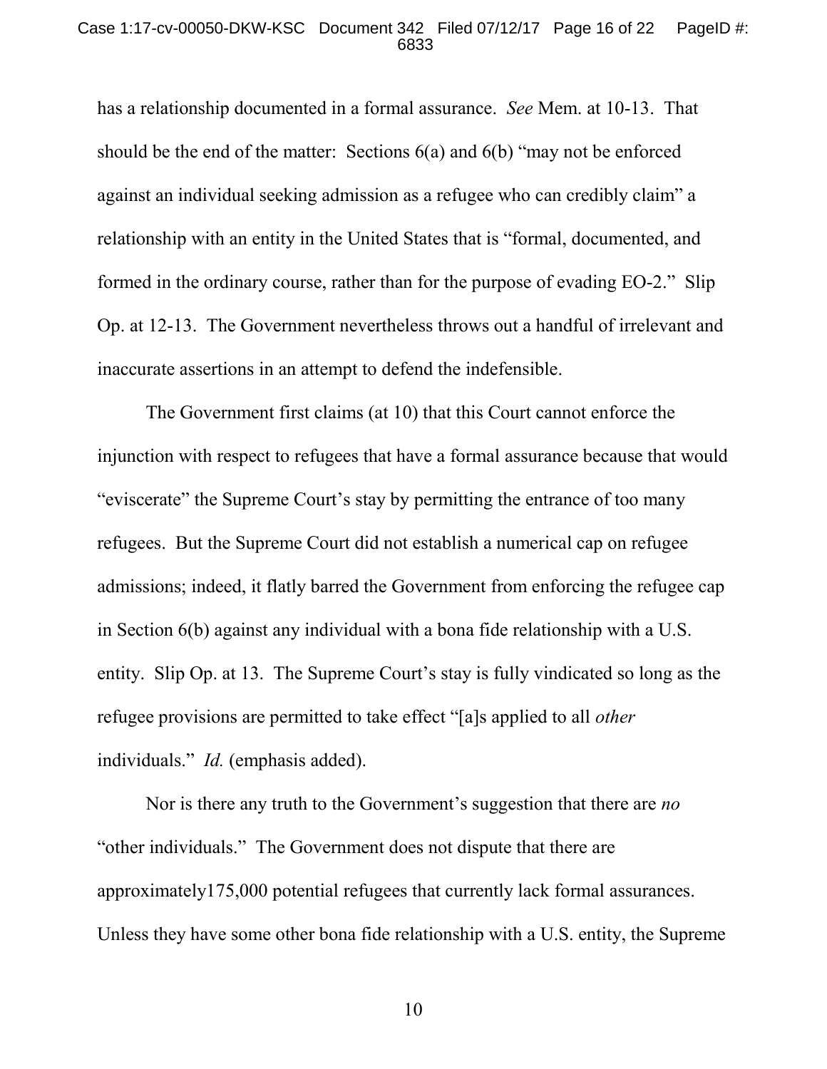has a relationship documented in a formal assurance. *See* Mem. at 10-13. That should be the end of the matter: Sections 6(a) and 6(b) "may not be enforced against an individual seeking admission as a refugee who can credibly claim" a relationship with an entity in the United States that is "formal, documented, and formed in the ordinary course, rather than for the purpose of evading EO-2." Slip Op. at 12-13. The Government nevertheless throws out a handful of irrelevant and inaccurate assertions in an attempt to defend the indefensible.

The Government first claims (at 10) that this Court cannot enforce the injunction with respect to refugees that have a formal assurance because that would "eviscerate" the Supreme Court's stay by permitting the entrance of too many refugees. But the Supreme Court did not establish a numerical cap on refugee admissions; indeed, it flatly barred the Government from enforcing the refugee cap in Section 6(b) against any individual with a bona fide relationship with a U.S. entity. Slip Op. at 13. The Supreme Court's stay is fully vindicated so long as the refugee provisions are permitted to take effect "[a]s applied to all *other* individuals." *Id.* (emphasis added).

Nor is there any truth to the Government's suggestion that there are *no* "other individuals." The Government does not dispute that there are approximately175,000 potential refugees that currently lack formal assurances. Unless they have some other bona fide relationship with a U.S. entity, the Supreme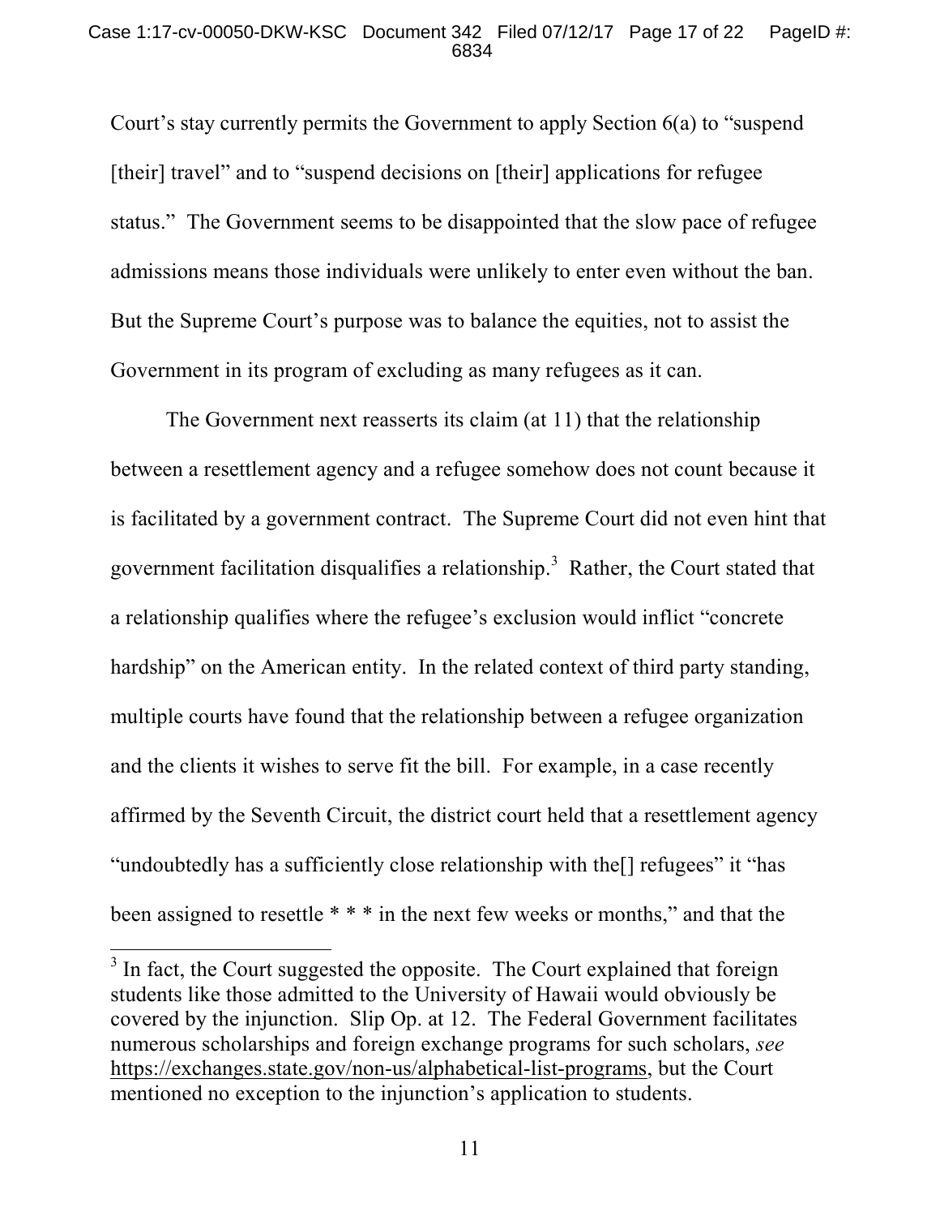Court's stay currently permits the Government to apply Section 6(a) to "suspend [their] travel" and to "suspend decisions on [their] applications for refugee status." The Government seems to be disappointed that the slow pace of refugee admissions means those individuals were unlikely to enter even without the ban. But the Supreme Court's purpose was to balance the equities, not to assist the Government in its program of excluding as many refugees as it can.

The Government next reasserts its claim (at 11) that the relationship between a resettlement agency and a refugee somehow does not count because it is facilitated by a government contract. The Supreme Court did not even hint that government facilitation disqualifies a relationship.[3] Rather, the Court stated that a relationship qualifies where the refugee's exclusion would inflict "concrete hardship" on the American entity. In the related context of third party standing, multiple courts have found that the relationship between a refugee organization and the clients it wishes to serve fit the bill. For example, in a case recently affirmed by the Seventh Circuit, the district court held that a resettlement agency "undoubtedly has a sufficiently close relationship with the[] refugees" it "has been assigned to resettle * * * in the next few weeks or months," and that the

---

[3] In fact, the Court suggested the opposite. The Court explained that foreign students like those admitted to the University of Hawaii would obviously be covered by the injunction. Slip Op. at 12. The Federal Government facilitates numerous scholarships and foreign exchange programs for such scholars, *see* https://exchanges.state.gov/non-us/alphabetical-list-programs, but the Court mentioned no exception to the injunction's application to students.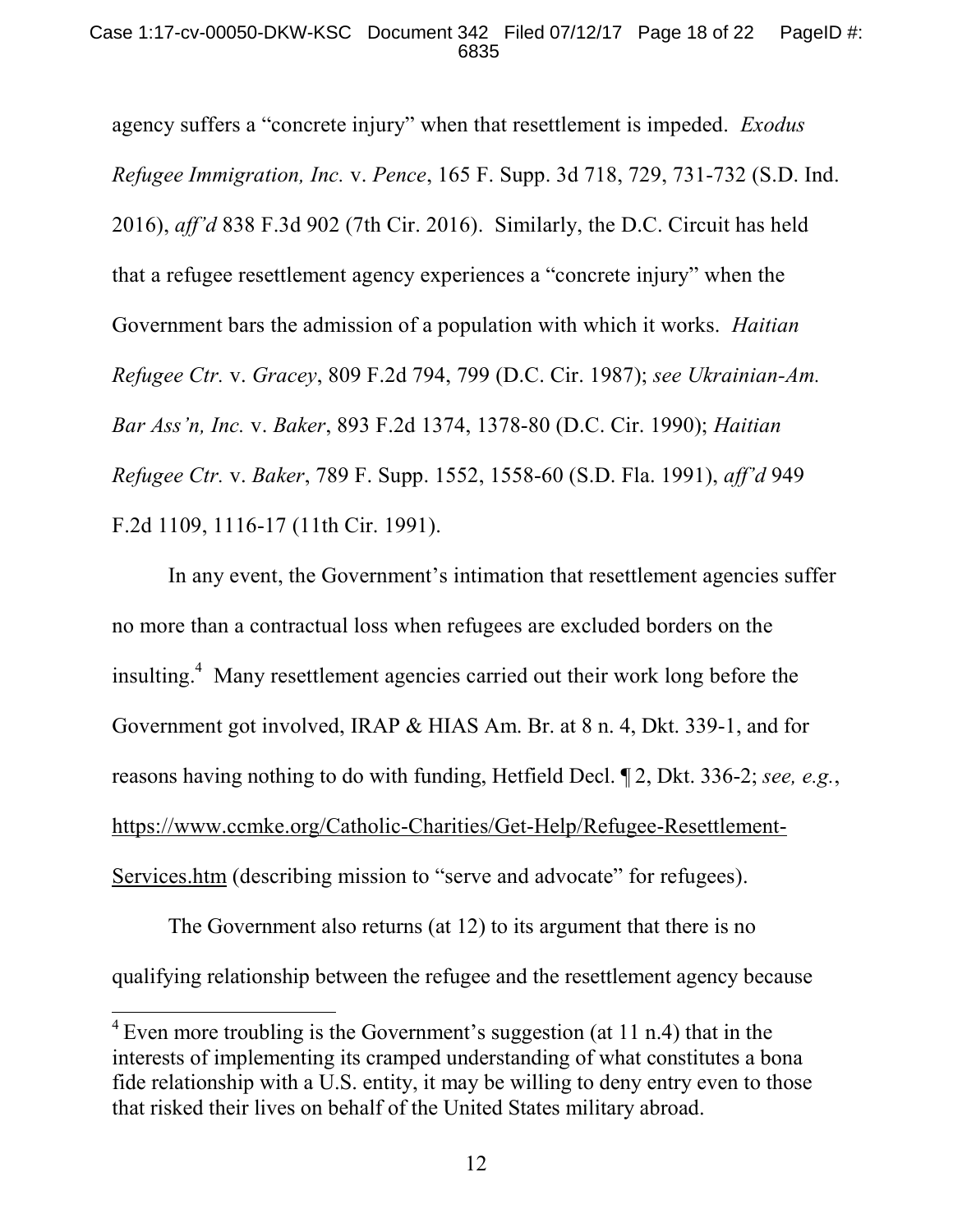agency suffers a "concrete injury" when that resettlement is impeded. *Exodus Refugee Immigration, Inc.* v. *Pence*, 165 F. Supp. 3d 718, 729, 731-732 (S.D. Ind. 2016), *aff'd* 838 F.3d 902 (7th Cir. 2016). Similarly, the D.C. Circuit has held that a refugee resettlement agency experiences a "concrete injury" when the Government bars the admission of a population with which it works. *Haitian Refugee Ctr.* v. *Gracey*, 809 F.2d 794, 799 (D.C. Cir. 1987); *see Ukrainian-Am. Bar Ass'n, Inc.* v. *Baker*, 893 F.2d 1374, 1378-80 (D.C. Cir. 1990); *Haitian Refugee Ctr.* v. *Baker*, 789 F. Supp. 1552, 1558-60 (S.D. Fla. 1991), *aff'd* 949 F.2d 1109, 1116-17 (11th Cir. 1991).

In any event, the Government's intimation that resettlement agencies suffer no more than a contractual loss when refugees are excluded borders on the insulting.[4] Many resettlement agencies carried out their work long before the Government got involved, IRAP & HIAS Am. Br. at 8 n. 4, Dkt. 339-1, and for reasons having nothing to do with funding, Hetfield Decl. ¶ 2, Dkt. 336-2; *see, e.g.*, https://www.ccmke.org/Catholic-Charities/Get-Help/Refugee-Resettlement-Services.htm (describing mission to "serve and advocate" for refugees).

The Government also returns (at 12) to its argument that there is no qualifying relationship between the refugee and the resettlement agency because

[4] Even more troubling is the Government's suggestion (at 11 n.4) that in the interests of implementing its cramped understanding of what constitutes a bona fide relationship with a U.S. entity, it may be willing to deny entry even to those that risked their lives on behalf of the United States military abroad.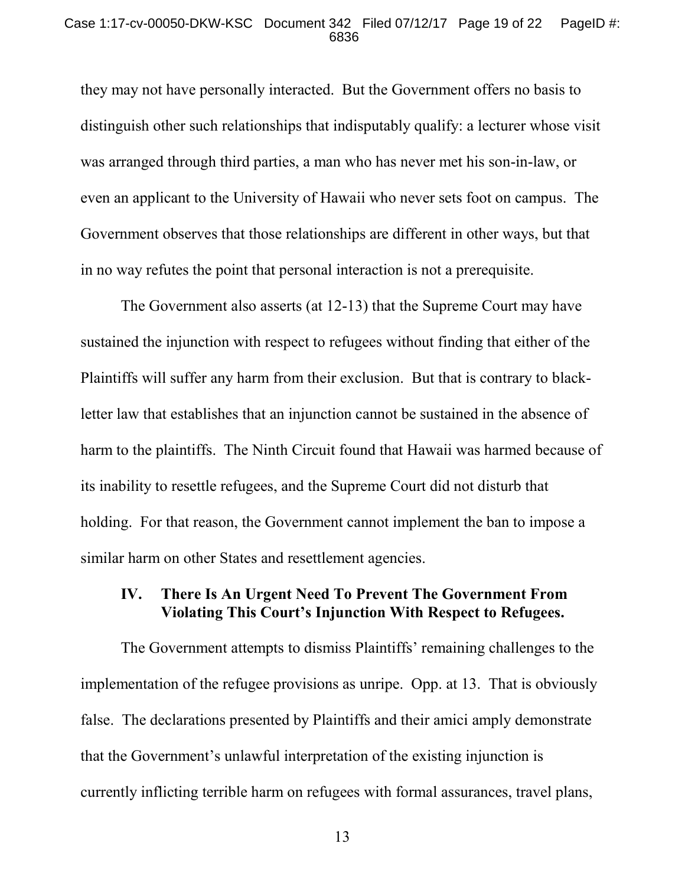they may not have personally interacted. But the Government offers no basis to distinguish other such relationships that indisputably qualify: a lecturer whose visit was arranged through third parties, a man who has never met his son-in-law, or even an applicant to the University of Hawaii who never sets foot on campus. The Government observes that those relationships are different in other ways, but that in no way refutes the point that personal interaction is not a prerequisite.

The Government also asserts (at 12-13) that the Supreme Court may have sustained the injunction with respect to refugees without finding that either of the Plaintiffs will suffer any harm from their exclusion. But that is contrary to black-letter law that establishes that an injunction cannot be sustained in the absence of harm to the plaintiffs. The Ninth Circuit found that Hawaii was harmed because of its inability to resettle refugees, and the Supreme Court did not disturb that holding. For that reason, the Government cannot implement the ban to impose a similar harm on other States and resettlement agencies.

## IV. There Is An Urgent Need To Prevent The Government From Violating This Court's Injunction With Respect to Refugees.

The Government attempts to dismiss Plaintiffs' remaining challenges to the implementation of the refugee provisions as unripe. Opp. at 13. That is obviously false. The declarations presented by Plaintiffs and their amici amply demonstrate that the Government's unlawful interpretation of the existing injunction is currently inflicting terrible harm on refugees with formal assurances, travel plans,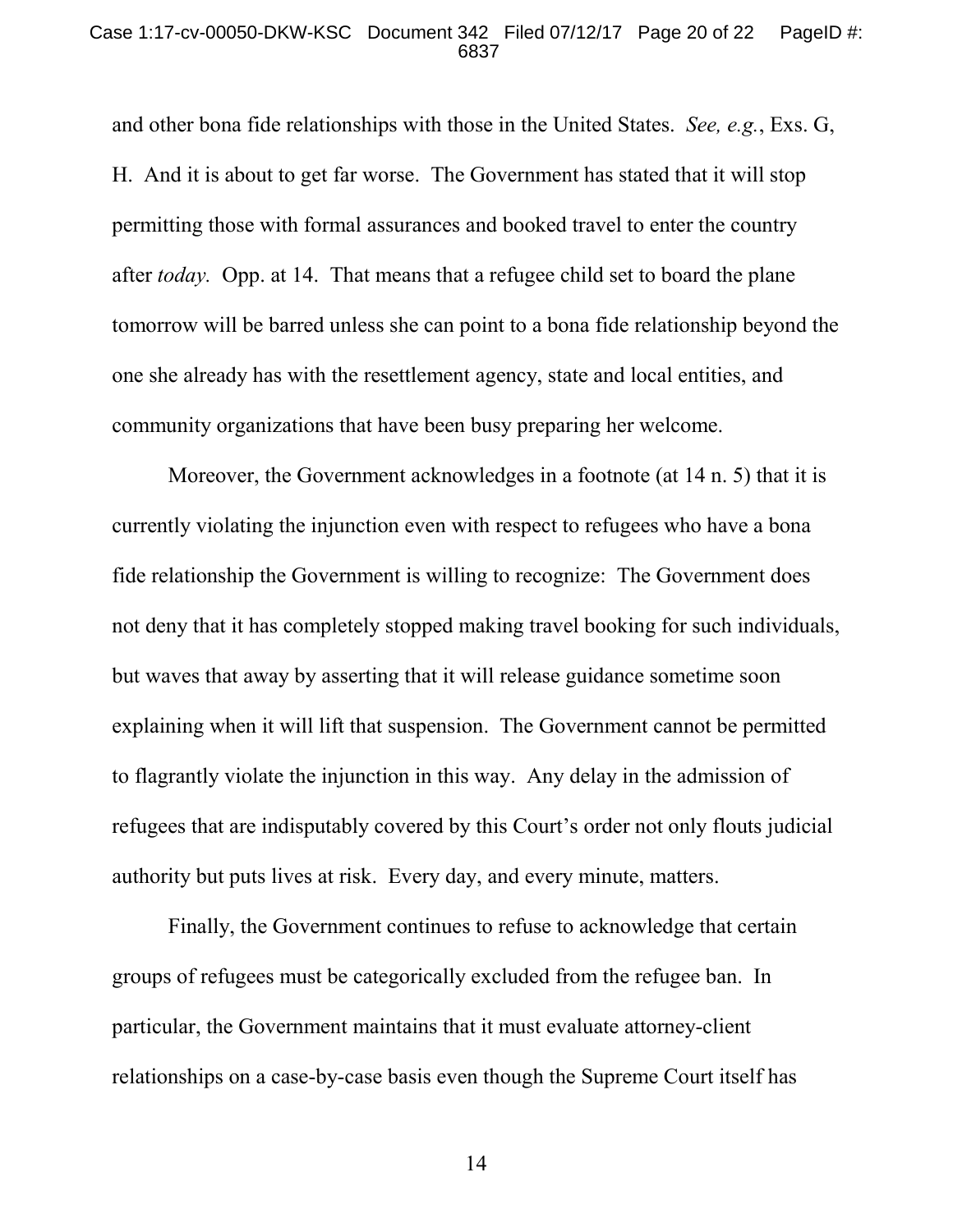and other bona fide relationships with those in the United States. *See, e.g.*, Exs. G, H. And it is about to get far worse. The Government has stated that it will stop permitting those with formal assurances and booked travel to enter the country after *today.* Opp. at 14. That means that a refugee child set to board the plane tomorrow will be barred unless she can point to a bona fide relationship beyond the one she already has with the resettlement agency, state and local entities, and community organizations that have been busy preparing her welcome.

Moreover, the Government acknowledges in a footnote (at 14 n. 5) that it is currently violating the injunction even with respect to refugees who have a bona fide relationship the Government is willing to recognize: The Government does not deny that it has completely stopped making travel booking for such individuals, but waves that away by asserting that it will release guidance sometime soon explaining when it will lift that suspension. The Government cannot be permitted to flagrantly violate the injunction in this way. Any delay in the admission of refugees that are indisputably covered by this Court's order not only flouts judicial authority but puts lives at risk. Every day, and every minute, matters.

Finally, the Government continues to refuse to acknowledge that certain groups of refugees must be categorically excluded from the refugee ban. In particular, the Government maintains that it must evaluate attorney-client relationships on a case-by-case basis even though the Supreme Court itself has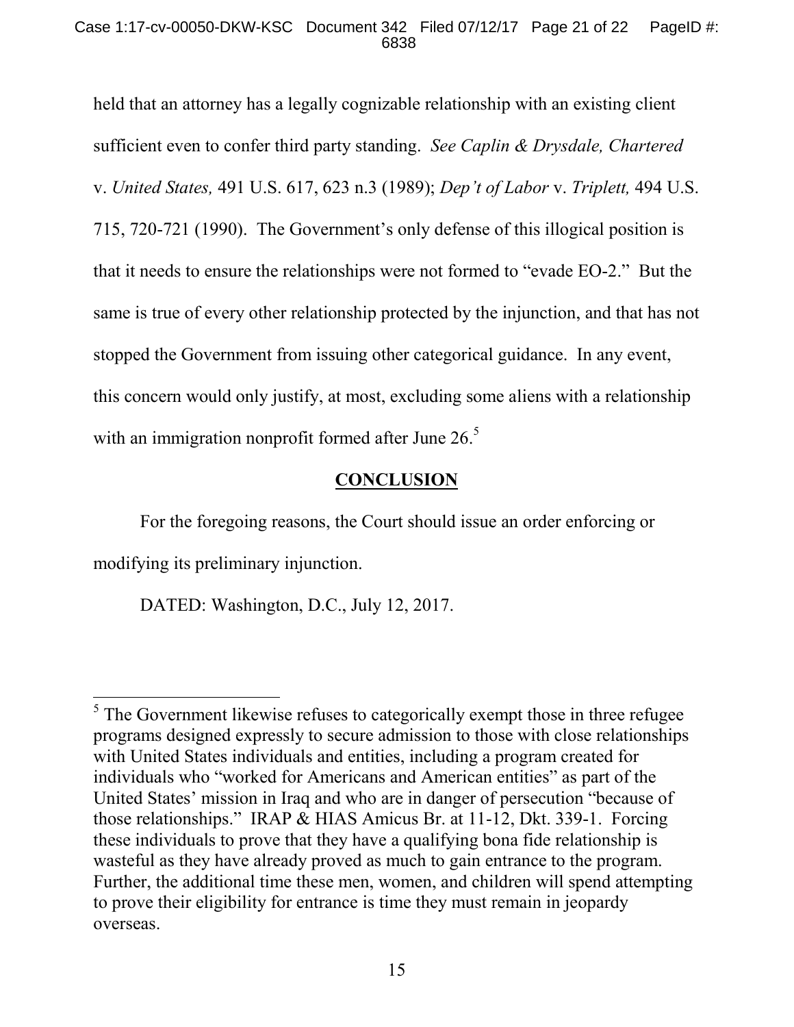held that an attorney has a legally cognizable relationship with an existing client sufficient even to confer third party standing. *See Caplin & Drysdale, Chartered* v. *United States,* 491 U.S. 617, 623 n.3 (1989); *Dep't of Labor* v. *Triplett,* 494 U.S. 715, 720-721 (1990). The Government's only defense of this illogical position is that it needs to ensure the relationships were not formed to "evade EO-2." But the same is true of every other relationship protected by the injunction, and that has not stopped the Government from issuing other categorical guidance. In any event, this concern would only justify, at most, excluding some aliens with a relationship with an immigration nonprofit formed after June 26.[5]

## CONCLUSION

For the foregoing reasons, the Court should issue an order enforcing or modifying its preliminary injunction.

DATED: Washington, D.C., July 12, 2017.

---

[5] The Government likewise refuses to categorically exempt those in three refugee programs designed expressly to secure admission to those with close relationships with United States individuals and entities, including a program created for individuals who "worked for Americans and American entities" as part of the United States' mission in Iraq and who are in danger of persecution "because of those relationships." IRAP & HIAS Amicus Br. at 11-12, Dkt. 339-1. Forcing these individuals to prove that they have a qualifying bona fide relationship is wasteful as they have already proved as much to gain entrance to the program. Further, the additional time these men, women, and children will spend attempting to prove their eligibility for entrance is time they must remain in jeopardy overseas.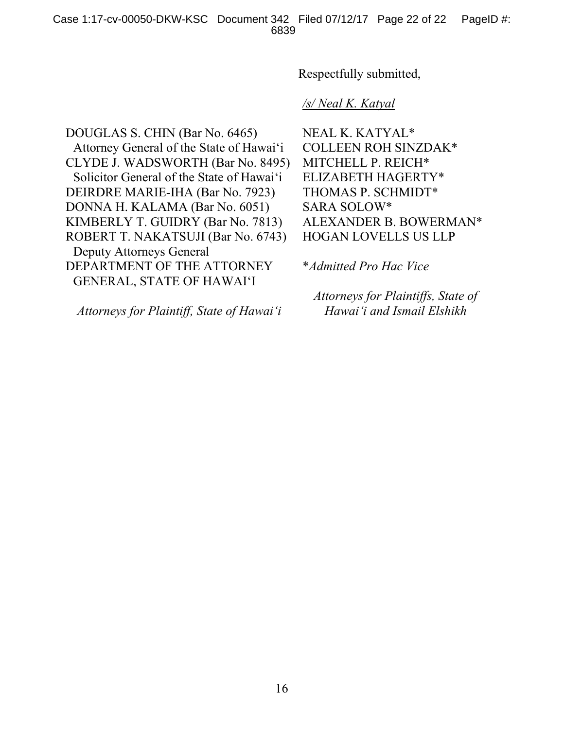Respectfully submitted,

/s/ Neal K. Katyal

DOUGLAS S. CHIN (Bar No. 6465)
Attorney General of the State of Hawai‘i
CLYDE J. WADSWORTH (Bar No. 8495)
Solicitor General of the State of Hawai‘i
DEIRDRE MARIE-IHA (Bar No. 7923)
DONNA H. KALAMA (Bar No. 6051)
KIMBERLY T. GUIDRY (Bar No. 7813)
ROBERT T. NAKATSUJI (Bar No. 6743)
Deputy Attorneys General
DEPARTMENT OF THE ATTORNEY GENERAL, STATE OF HAWAI‘I

*Attorneys for Plaintiff, State of Hawai‘i*

NEAL K. KATYAL*
COLLEEN ROH SINZDAK*
MITCHELL P. REICH*
ELIZABETH HAGERTY*
THOMAS P. SCHMIDT*
SARA SOLOW*
ALEXANDER B. BOWERMAN*
HOGAN LOVELLS US LLP

**Admitted Pro Hac Vice*

*Attorneys for Plaintiffs, State of Hawai‘i and Ismail Elshikh*